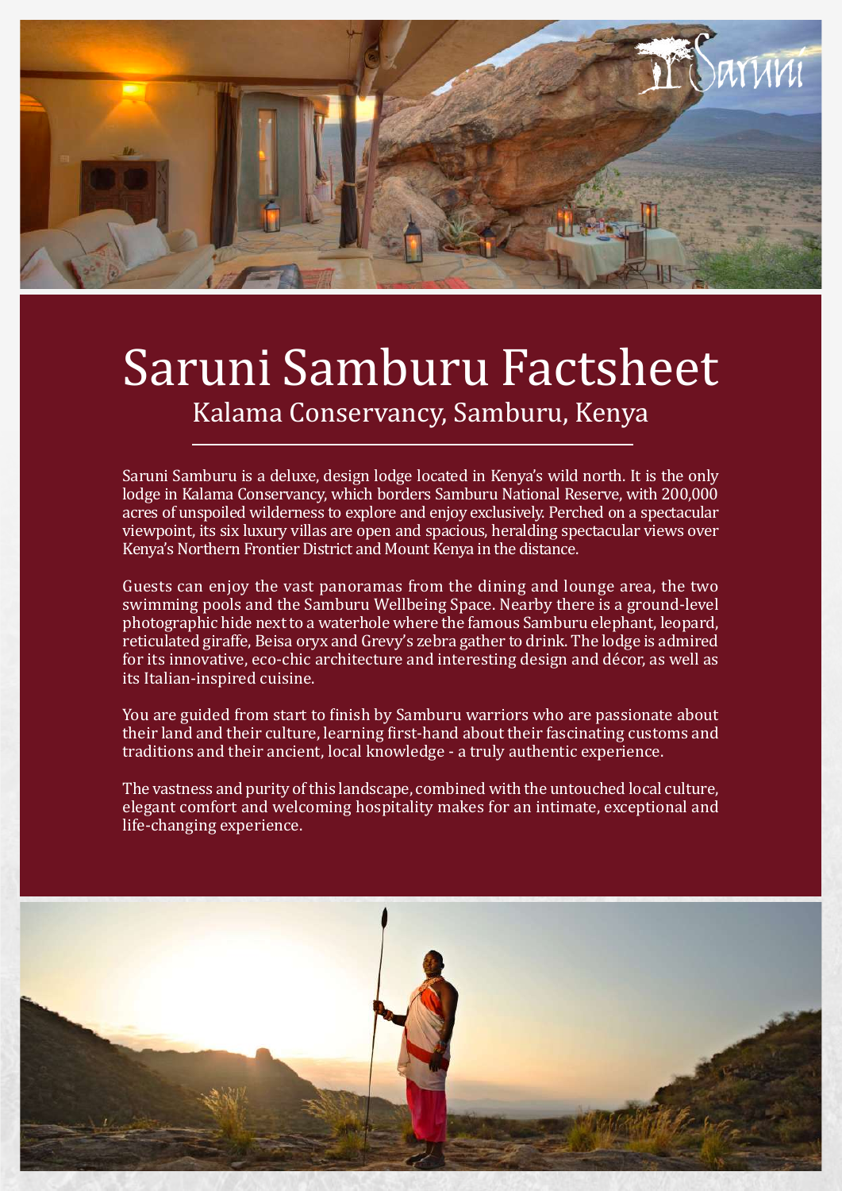# Saruni Samburu Factsheet

## Kalama Conservancy, Samburu, Kenya

Saruni Samburu is a deluxe, design lodge located in Kenya's wild north. It is the only lodge in Kalama Conservancy, which borders Samburu National Reserve, with 200,000 acres of unspoiled wilderness to explore and enjoy exclusively. Perched on a spectacular viewpoint, its six luxury villas are open and spacious, heralding spectacular views over Kenya's Northern Frontier District and Mount Kenya in the distance.

Guests can enjoy the vast panoramas from the dining and lounge area, the two swimming pools and the Samburu Wellbeing Space. Nearby there is a ground-level photographic hide next to a waterhole where the famous Samburu elephant, leopard, reticulated giraffe, Beisa oryx and Grevy's zebra gather to drink. The lodge is admired for its innovative, eco-chic architecture and interesting design and décor, as well as its Italian-inspired cuisine.

You are guided from start to finish by Samburu warriors who are passionate about their land and their culture, learning first-hand about their fascinating customs and traditions and their ancient, local knowledge - a truly authentic experience.

The vastness and purity of this landscape, combined with the untouched local culture, elegant comfort and welcoming hospitality makes for an intimate, exceptional and life-changing experience.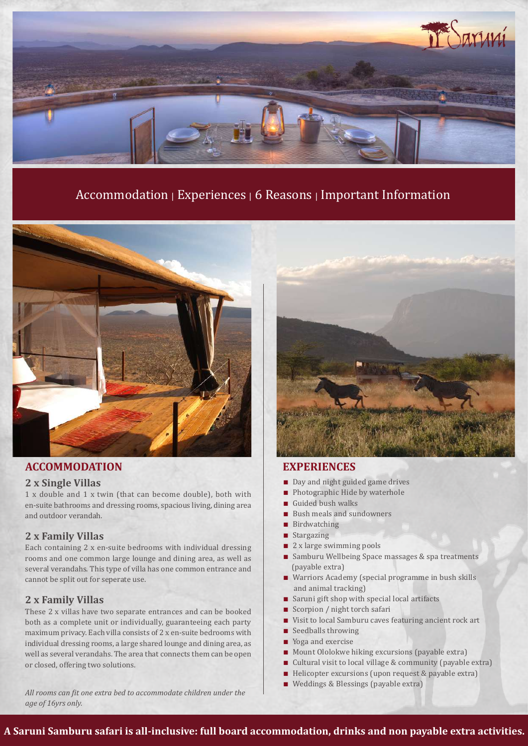Accommodation | Experiences | 6 Reasons | Important Information

## ACCOMMODATION

### 2 x Single Villas

1 x double and 1 x twin (that can become double), both with en-suite bathrooms and dressing rooms, spacious living, dining area and outdoor verandah.

### 2 x Family Villas

Each containing 2 x en-suite bedrooms with individual dressing rooms and one common large lounge and dining area, as well as several verandahs. This type of villa has one common entrance and cannot be split out for seperate use.

### 2 x Family Villas

These 2 x villas have two separate entrances and can be booked both as a complete unit or individually, guaranteeing each party maximum privacy. Each villa consists of 2 x en-suite bedrooms with individual dressing rooms, a large shared lounge and dining area, as well as several verandahs. The area that connects them can be open or closed, offering two solutions.

*All rooms can fit one extra bed to accommodate children under the age of 16yrs only.*

## EXPERIENCES

- Day and night guided game drives
- Photographic Hide by waterhole
- Guided bush walks
- Bush meals and sundowners
- Birdwatching
- Stargazing
- 2 x large swimming pools
- Samburu Wellbeing Space massages & spa treatments (payable extra)
- Warriors Academy (special programme in bush skills and animal tracking)
- Saruni gift shop with special local artifacts
- Scorpion / night torch safari
- Visit to local Samburu caves featuring ancient rock art
- Seedballs throwing
- Yoga and exercise
- Mount Ololokwe hiking excursions (payable extra)
- Cultural visit to local village & community (payable extra)
- Helicopter excursions (upon request & payable extra)
- Weddings & Blessings (payable extra)

**A Saruni Samburu safari is all-inclusive: full board accommodation, drinks and non payable extra activities.**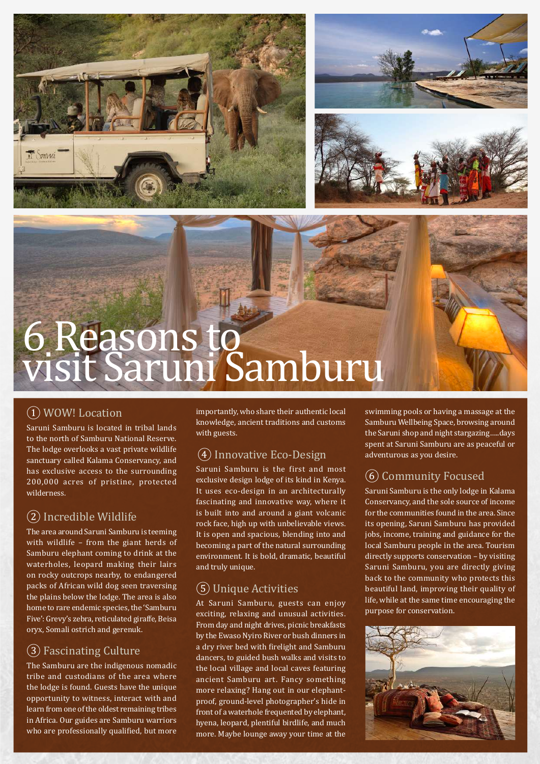# 6 Reasons to visit Saruni Samburu

## ① WOW! Location

Saruni Samburu is located in tribal lands to the north of Samburu National Reserve. The lodge overlooks a vast private wildlife sanctuary called Kalama Conservancy, and has exclusive access to the surrounding 200,000 acres of pristine, protected wilderness.

## ② Incredible Wildlife

The area around Saruni Samburu is teeming with wildlife – from the giant herds of Samburu elephant coming to drink at the waterholes, leopard making their lairs on rocky outcrops nearby, to endangered packs of African wild dog seen traversing the plains below the lodge. The area is also home to rare endemic species, the 'Samburu Five': Grevy's zebra, reticulated giraffe, Beisa oryx, Somali ostrich and gerenuk.

## ③ Fascinating Culture

The Samburu are the indigenous nomadic tribe and custodians of the area where the lodge is found. Guests have the unique opportunity to witness, interact with and learn from one of the oldest remaining tribes in Africa. Our guides are Samburu warriors who are professionally qualified, but more importantly, who share their authentic local knowledge, ancient traditions and customs with guests.

## ④ Innovative Eco-Design

Saruni Samburu is the first and most exclusive design lodge of its kind in Kenya. It uses eco-design in an architecturally fascinating and innovative way, where it is built into and around a giant volcanic rock face, high up with unbelievable views. It is open and spacious, blending into and becoming a part of the natural surrounding environment. It is bold, dramatic, beautiful and truly unique.

## ⑤ Unique Activities

At Saruni Samburu, guests can enjoy exciting, relaxing and unusual activities. From day and night drives, picnic breakfasts by the Ewaso Nyiro River or bush dinners in a dry river bed with firelight and Samburu dancers, to guided bush walks and visits to the local village and local caves featuring ancient Samburu art. Fancy something more relaxing? Hang out in our elephant-proof, ground-level photographer's hide in front of a waterhole frequented by elephant, hyena, leopard, plentiful birdlife, and much more. Maybe lounge away your time at the swimming pools or having a massage at the Samburu Wellbeing Space, browsing around the Saruni shop and night stargazing.....days spent at Saruni Samburu are as peaceful or adventurous as you desire.

## ⑥ Community Focused

Saruni Samburu is the only lodge in Kalama Conservancy, and the sole source of income for the communities found in the area. Since its opening, Saruni Samburu has provided jobs, income, training and guidance for the local Samburu people in the area. Tourism directly supports conservation – by visiting Saruni Samburu, you are directly giving back to the community who protects this beautiful land, improving their quality of life, while at the same time encouraging the purpose for conservation.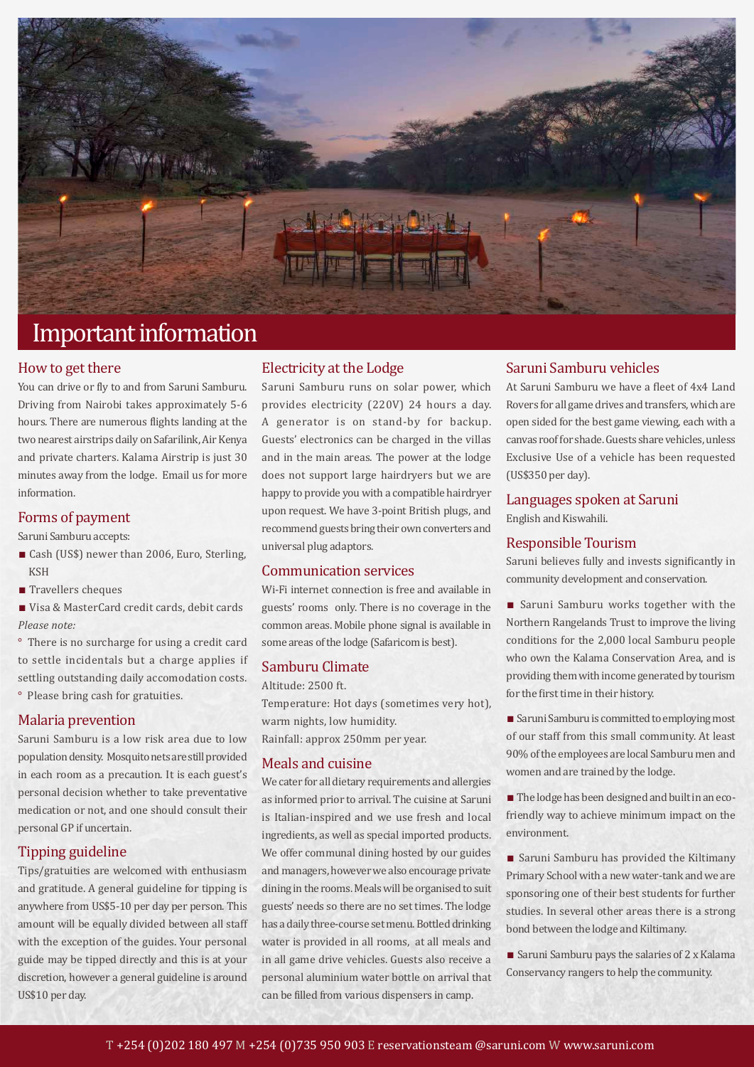# Important information

## How to get there

You can drive or fly to and from Saruni Samburu. Driving from Nairobi takes approximately 5-6 hours. There are numerous flights landing at the two nearest airstrips daily on Safarilink, Air Kenya and private charters. Kalama Airstrip is just 30 minutes away from the lodge. Email us for more information.

## Forms of payment

Saruni Samburu accepts:

- Cash (US$) newer than 2006, Euro, Sterling, KSH
- Travellers cheques
- Visa & MasterCard credit cards, debit cards

*Please note:*

° There is no surcharge for using a credit card to settle incidentals but a charge applies if settling outstanding daily accomodation costs.

° Please bring cash for gratuities.

## Malaria prevention

Saruni Samburu is a low risk area due to low population density. Mosquito nets are still provided in each room as a precaution. It is each guest's personal decision whether to take preventative medication or not, and one should consult their personal GP if uncertain.

## Tipping guideline

Tips/gratuities are welcomed with enthusiasm and gratitude. A general guideline for tipping is anywhere from US$5-10 per day per person. This amount will be equally divided between all staff with the exception of the guides. Your personal guide may be tipped directly and this is at your discretion, however a general guideline is around US$10 per day.

## Electricity at the Lodge

Saruni Samburu runs on solar power, which provides electricity (220V) 24 hours a day. A generator is on stand-by for backup. Guests' electronics can be charged in the villas and in the main areas. The power at the lodge does not support large hairdryers but we are happy to provide you with a compatible hairdryer upon request. We have 3-point British plugs, and recommend guests bring their own converters and universal plug adaptors.

## Communication services

Wi-Fi internet connection is free and available in guests' rooms only. There is no coverage in the common areas. Mobile phone signal is available in some areas of the lodge (Safaricom is best).

## Samburu Climate

Altitude: 2500 ft.

Temperature: Hot days (sometimes very hot), warm nights, low humidity.

Rainfall: approx 250mm per year.

## Meals and cuisine

We cater for all dietary requirements and allergies as informed prior to arrival. The cuisine at Saruni is Italian-inspired and we use fresh and local ingredients, as well as special imported products. We offer communal dining hosted by our guides and managers, however we also encourage private dining in the rooms. Meals will be organised to suit guests' needs so there are no set times. The lodge has a daily three-course set menu. Bottled drinking water is provided in all rooms, at all meals and in all game drive vehicles. Guests also receive a personal aluminium water bottle on arrival that can be filled from various dispensers in camp.

## Saruni Samburu vehicles

At Saruni Samburu we have a fleet of 4x4 Land Rovers for all game drives and transfers, which are open sided for the best game viewing, each with a canvas roof for shade. Guests share vehicles, unless Exclusive Use of a vehicle has been requested (US$350 per day).

## Languages spoken at Saruni

English and Kiswahili.

## Responsible Tourism

Saruni believes fully and invests significantly in community development and conservation.

- Saruni Samburu works together with the Northern Rangelands Trust to improve the living conditions for the 2,000 local Samburu people who own the Kalama Conservation Area, and is providing them with income generated by tourism for the first time in their history.
- Saruni Samburu is committed to employing most of our staff from this small community. At least 90% of the employees are local Samburu men and women and are trained by the lodge.
- The lodge has been designed and built in an eco-friendly way to achieve minimum impact on the environment.
- Saruni Samburu has provided the Kiltimany Primary School with a new water-tank and we are sponsoring one of their best students for further studies. In several other areas there is a strong bond between the lodge and Kiltimany.
- Saruni Samburu pays the salaries of 2 x Kalama Conservancy rangers to help the community.

T +254 (0)202 180 497 M +254 (0)735 950 903 E reservationsteam @saruni.com W www.saruni.com